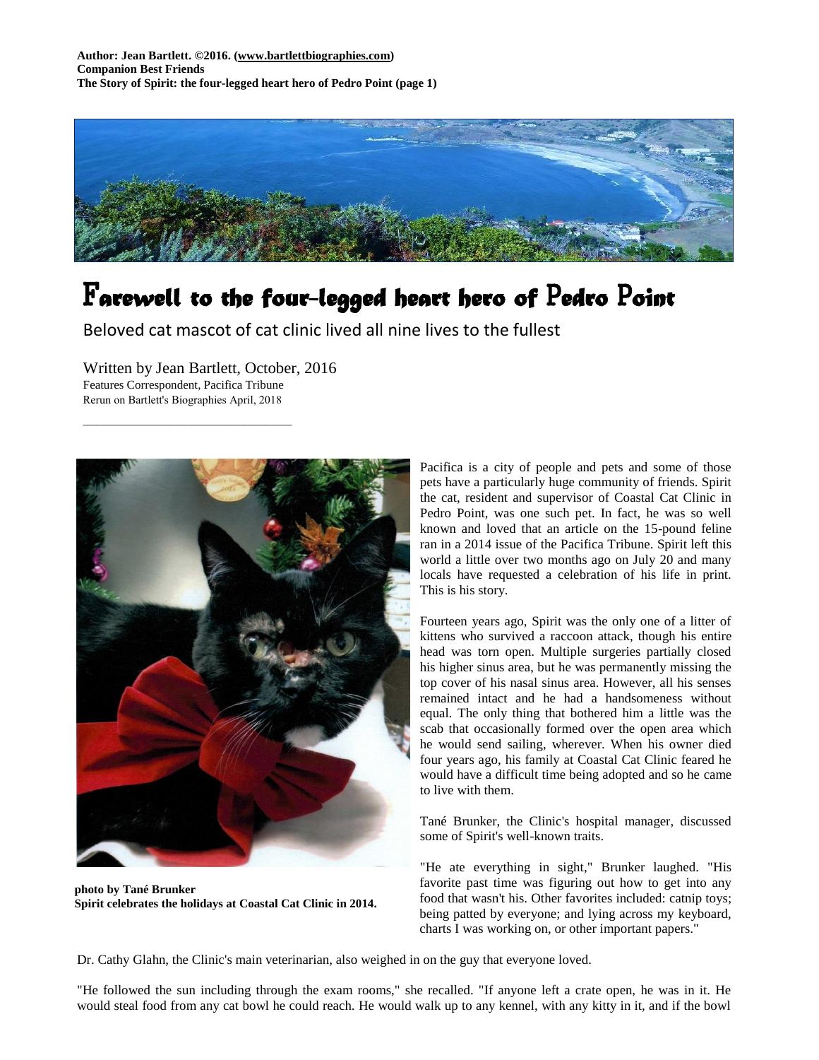**Author: Jean Bartlett. ©2016. (www.bartlettbiographies.com)**
**Companion Best Friends**
**The Story of Spirit: the four-legged heart hero of Pedro Point (page 1)**

# Farewell to the four-legged heart hero of Pedro Point

Beloved cat mascot of cat clinic lived all nine lives to the fullest

Written by Jean Bartlett, October, 2016
Features Correspondent, Pacifica Tribune
Rerun on Bartlett's Biographies April, 2018

---

**photo by Tané Brunker**
**Spirit celebrates the holidays at Coastal Cat Clinic in 2014.**

Pacifica is a city of people and pets and some of those pets have a particularly huge community of friends. Spirit the cat, resident and supervisor of Coastal Cat Clinic in Pedro Point, was one such pet. In fact, he was so well known and loved that an article on the 15-pound feline ran in a 2014 issue of the Pacifica Tribune. Spirit left this world a little over two months ago on July 20 and many locals have requested a celebration of his life in print. This is his story.

Fourteen years ago, Spirit was the only one of a litter of kittens who survived a raccoon attack, though his entire head was torn open. Multiple surgeries partially closed his higher sinus area, but he was permanently missing the top cover of his nasal sinus area. However, all his senses remained intact and he had a handsomeness without equal. The only thing that bothered him a little was the scab that occasionally formed over the open area which he would send sailing, wherever. When his owner died four years ago, his family at Coastal Cat Clinic feared he would have a difficult time being adopted and so he came to live with them.

Tané Brunker, the Clinic's hospital manager, discussed some of Spirit's well-known traits.

"He ate everything in sight," Brunker laughed. "His favorite past time was figuring out how to get into any food that wasn't his. Other favorites included: catnip toys; being patted by everyone; and lying across my keyboard, charts I was working on, or other important papers."

Dr. Cathy Glahn, the Clinic's main veterinarian, also weighed in on the guy that everyone loved.

"He followed the sun including through the exam rooms," she recalled. "If anyone left a crate open, he was in it. He would steal food from any cat bowl he could reach. He would walk up to any kennel, with any kitty in it, and if the bowl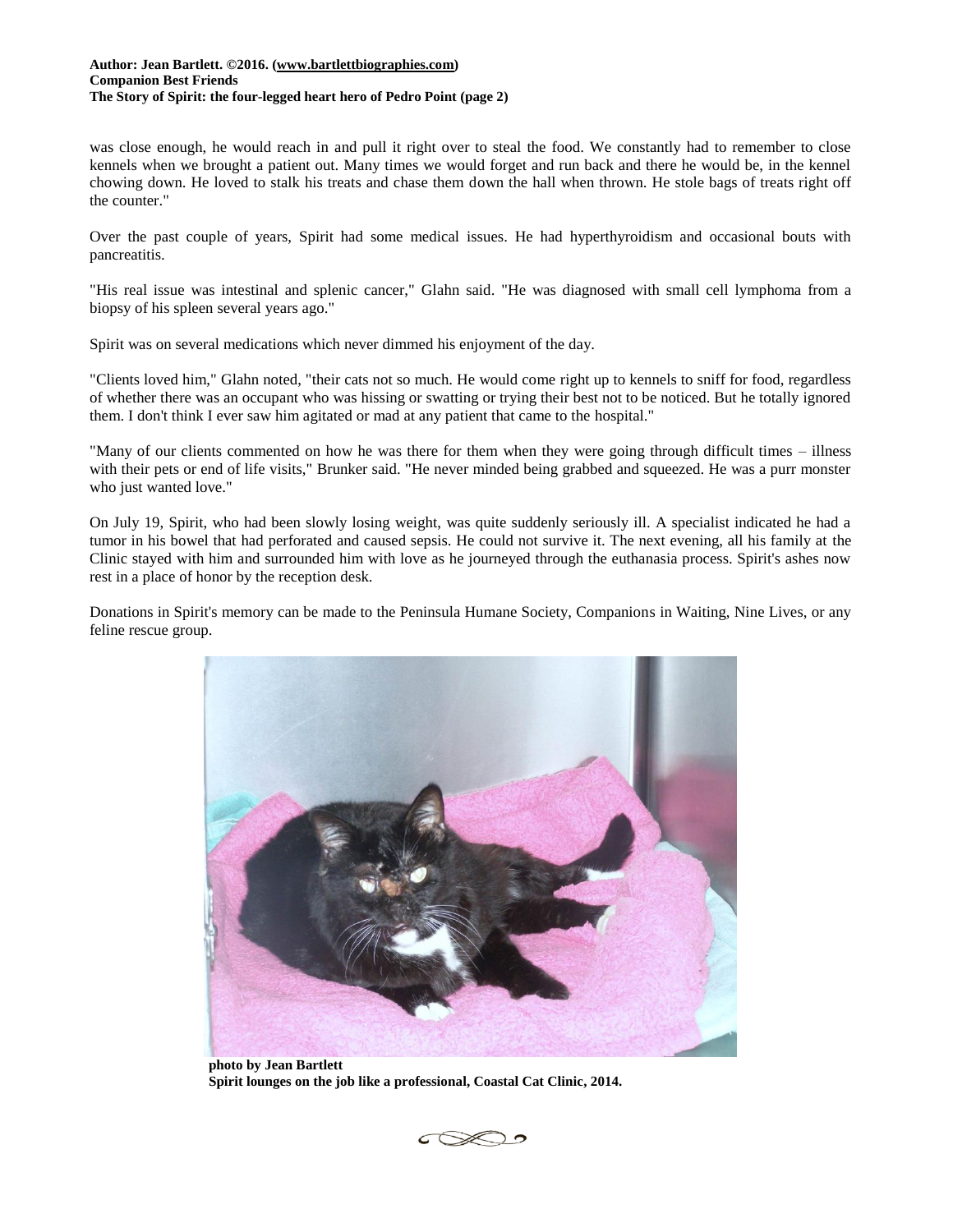was close enough, he would reach in and pull it right over to steal the food. We constantly had to remember to close kennels when we brought a patient out. Many times we would forget and run back and there he would be, in the kennel chowing down. He loved to stalk his treats and chase them down the hall when thrown. He stole bags of treats right off the counter."

Over the past couple of years, Spirit had some medical issues. He had hyperthyroidism and occasional bouts with pancreatitis.

"His real issue was intestinal and splenic cancer," Glahn said. "He was diagnosed with small cell lymphoma from a biopsy of his spleen several years ago."

Spirit was on several medications which never dimmed his enjoyment of the day.

"Clients loved him," Glahn noted, "their cats not so much. He would come right up to kennels to sniff for food, regardless of whether there was an occupant who was hissing or swatting or trying their best not to be noticed. But he totally ignored them. I don't think I ever saw him agitated or mad at any patient that came to the hospital."

"Many of our clients commented on how he was there for them when they were going through difficult times – illness with their pets or end of life visits," Brunker said. "He never minded being grabbed and squeezed. He was a purr monster who just wanted love."

On July 19, Spirit, who had been slowly losing weight, was quite suddenly seriously ill. A specialist indicated he had a tumor in his bowel that had perforated and caused sepsis. He could not survive it. The next evening, all his family at the Clinic stayed with him and surrounded him with love as he journeyed through the euthanasia process. Spirit's ashes now rest in a place of honor by the reception desk.

Donations in Spirit's memory can be made to the Peninsula Humane Society, Companions in Waiting, Nine Lives, or any feline rescue group.

**photo by Jean Bartlett**
**Spirit lounges on the job like a professional, Coastal Cat Clinic, 2014.**